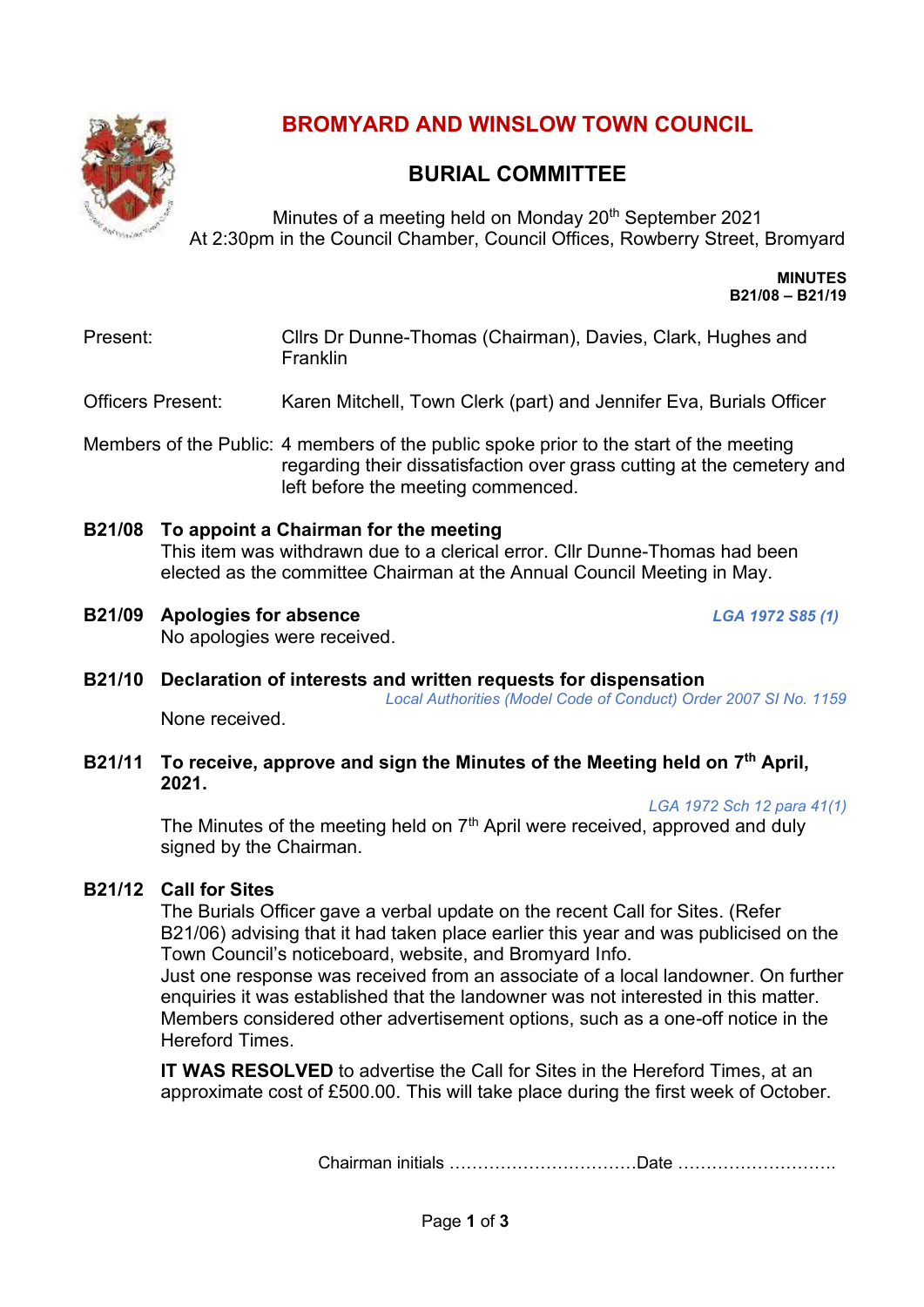# BROMYARD AND WINSLOW TOWN COUNCIL

## BURIAL COMMITTEE

Minutes of a meeting held on Monday 20th September 2021
At 2:30pm in the Council Chamber, Council Offices, Rowberry Street, Bromyard

**MINUTES**
**B21/08 – B21/19**

Present: Cllrs Dr Dunne-Thomas (Chairman), Davies, Clark, Hughes and Franklin

Officers Present: Karen Mitchell, Town Clerk (part) and Jennifer Eva, Burials Officer

Members of the Public: 4 members of the public spoke prior to the start of the meeting regarding their dissatisfaction over grass cutting at the cemetery and left before the meeting commenced.

**B21/08 To appoint a Chairman for the meeting**
This item was withdrawn due to a clerical error. Cllr Dunne-Thomas had been elected as the committee Chairman at the Annual Council Meeting in May.

**B21/09 Apologies for absence** *LGA 1972 S85 (1)*
No apologies were received.

**B21/10 Declaration of interests and written requests for dispensation**
*Local Authorities (Model Code of Conduct) Order 2007 SI No. 1159*
None received.

**B21/11 To receive, approve and sign the Minutes of the Meeting held on 7th April, 2021.**
*LGA 1972 Sch 12 para 41(1)*
The Minutes of the meeting held on 7th April were received, approved and duly signed by the Chairman.

**B21/12 Call for Sites**
The Burials Officer gave a verbal update on the recent Call for Sites. (Refer B21/06) advising that it had taken place earlier this year and was publicised on the Town Council's noticeboard, website, and Bromyard Info.
Just one response was received from an associate of a local landowner. On further enquiries it was established that the landowner was not interested in this matter.
Members considered other advertisement options, such as a one-off notice in the Hereford Times.

**IT WAS RESOLVED** to advertise the Call for Sites in the Hereford Times, at an approximate cost of £500.00. This will take place during the first week of October.

Chairman initials ……………………………Date ……………………….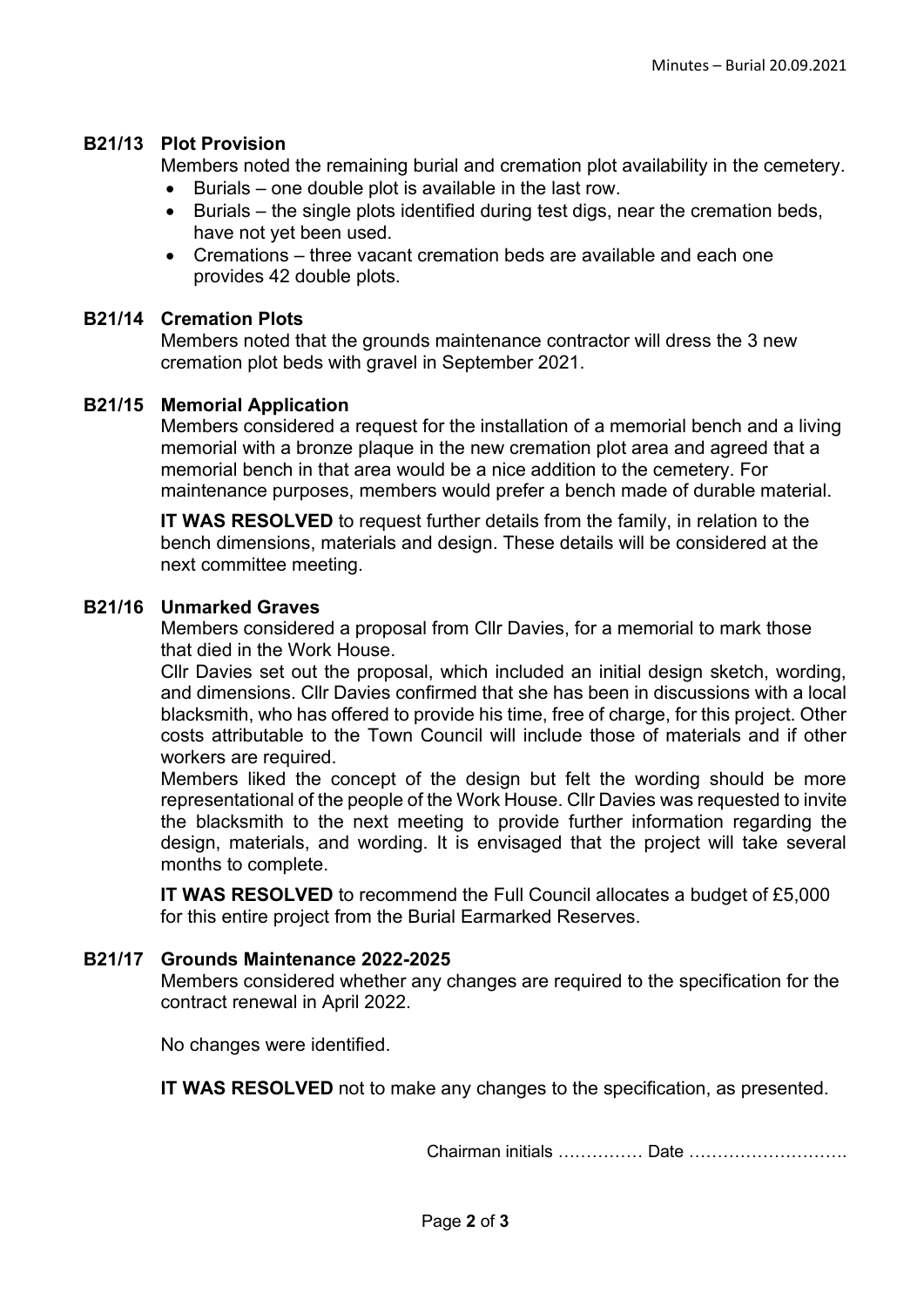**B21/13 Plot Provision**

Members noted the remaining burial and cremation plot availability in the cemetery.

- Burials – one double plot is available in the last row.
- Burials – the single plots identified during test digs, near the cremation beds, have not yet been used.
- Cremations – three vacant cremation beds are available and each one provides 42 double plots.

**B21/14 Cremation Plots**

Members noted that the grounds maintenance contractor will dress the 3 new cremation plot beds with gravel in September 2021.

**B21/15 Memorial Application**

Members considered a request for the installation of a memorial bench and a living memorial with a bronze plaque in the new cremation plot area and agreed that a memorial bench in that area would be a nice addition to the cemetery. For maintenance purposes, members would prefer a bench made of durable material.

**IT WAS RESOLVED** to request further details from the family, in relation to the bench dimensions, materials and design. These details will be considered at the next committee meeting.

**B21/16 Unmarked Graves**

Members considered a proposal from Cllr Davies, for a memorial to mark those that died in the Work House.

Cllr Davies set out the proposal, which included an initial design sketch, wording, and dimensions. Cllr Davies confirmed that she has been in discussions with a local blacksmith, who has offered to provide his time, free of charge, for this project. Other costs attributable to the Town Council will include those of materials and if other workers are required.

Members liked the concept of the design but felt the wording should be more representational of the people of the Work House. Cllr Davies was requested to invite the blacksmith to the next meeting to provide further information regarding the design, materials, and wording. It is envisaged that the project will take several months to complete.

**IT WAS RESOLVED** to recommend the Full Council allocates a budget of £5,000 for this entire project from the Burial Earmarked Reserves.

**B21/17 Grounds Maintenance 2022-2025**

Members considered whether any changes are required to the specification for the contract renewal in April 2022.

No changes were identified.

**IT WAS RESOLVED** not to make any changes to the specification, as presented.

Chairman initials …………… Date ……………………….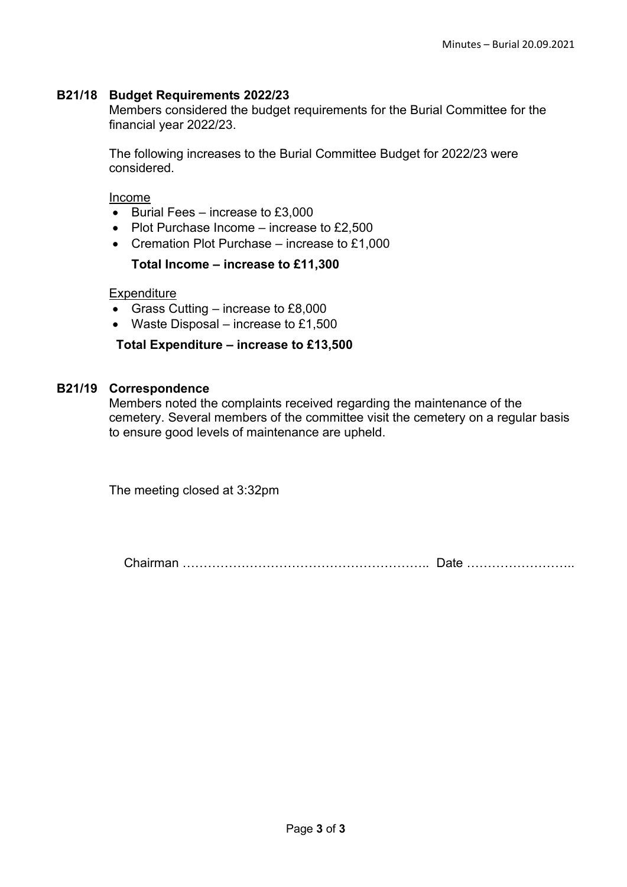**B21/18 Budget Requirements 2022/23**

Members considered the budget requirements for the Burial Committee for the financial year 2022/23.

The following increases to the Burial Committee Budget for 2022/23 were considered.

<u>Income</u>

- Burial Fees – increase to £3,000
- Plot Purchase Income – increase to £2,500
- Cremation Plot Purchase – increase to £1,000

**Total Income – increase to £11,300**

<u>Expenditure</u>

- Grass Cutting – increase to £8,000
- Waste Disposal – increase to £1,500

**Total Expenditure – increase to £13,500**

**B21/19 Correspondence**

Members noted the complaints received regarding the maintenance of the cemetery. Several members of the committee visit the cemetery on a regular basis to ensure good levels of maintenance are upheld.

The meeting closed at 3:32pm

Chairman ………………………………………………….. Date ……………………..